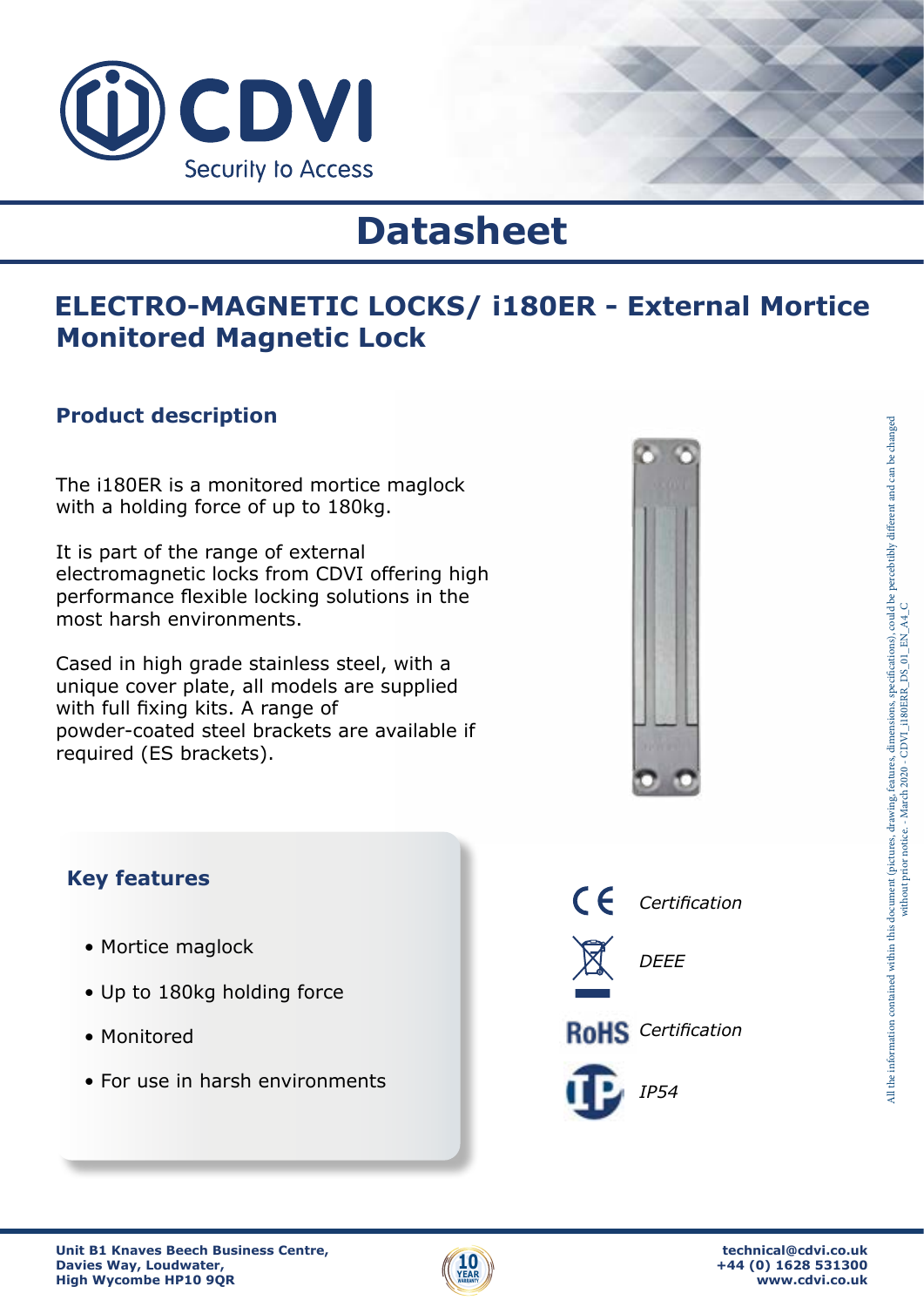CDVI

Security to Access

# Datasheet

## ELECTRO-MAGNETIC LOCKS/ i180ER - External Mortice Monitored Magnetic Lock

### Product description

The i180ER is a monitored mortice maglock with a holding force of up to 180kg.

It is part of the range of external electromagnetic locks from CDVI offering high performance flexible locking solutions in the most harsh environments.

Cased in high grade stainless steel, with a unique cover plate, all models are supplied with full fixing kits. A range of powder-coated steel brackets are available if required (ES brackets).

### Key features

- Mortice maglock
- Up to 180kg holding force
- Monitored
- For use in harsh environments

CE *Certification*

*DEEE*

RoHS *Certification*

IP *IP54*

All the information contained within this document (pictures, drawing, features, dimensions, specifications), could be perceptibly different and can be changed without prior notice. - March 2020 - CDVI_i180ERR_DS_01_EN_A4_C

**Unit B1 Knaves Beech Business Centre,**
**Davies Way, Loudwater,**
**High Wycombe HP10 9QR**

10 YEAR WARRANTY

**technical@cdvi.co.uk**
**+44 (0) 1628 531300**
**www.cdvi.co.uk**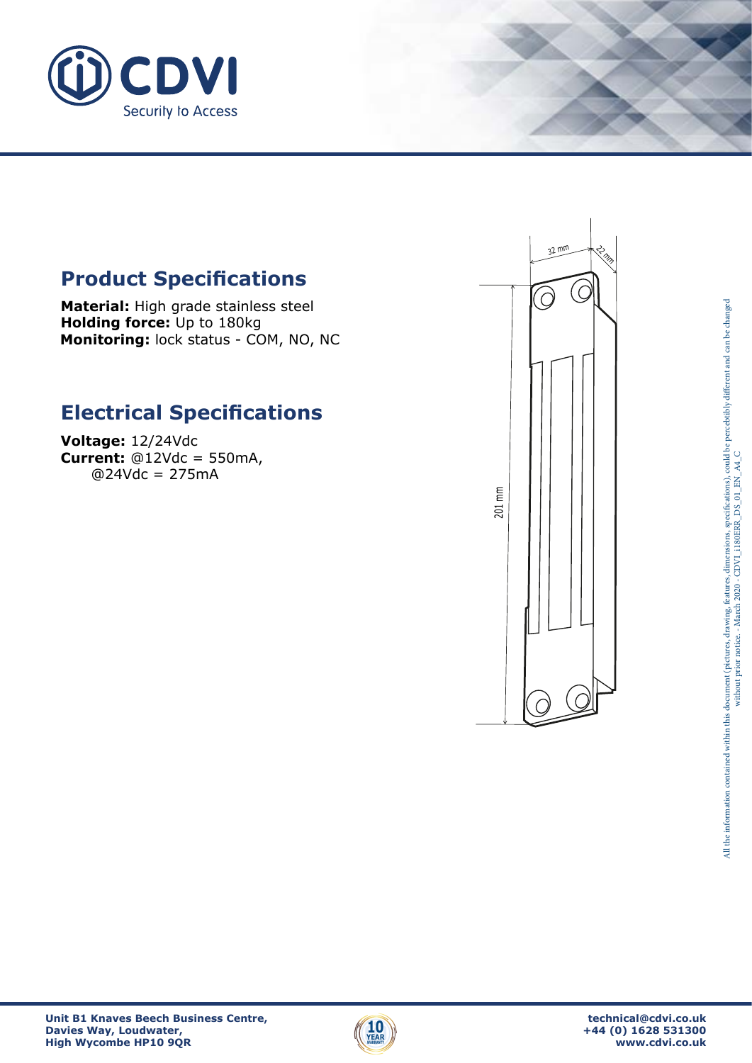## Product Specifications

**Material:** High grade stainless steel
**Holding force:** Up to 180kg
**Monitoring:** lock status - COM, NO, NC

## Electrical Specifications

**Voltage:** 12/24Vdc
**Current:** @12Vdc = 550mA,
@24Vdc = 275mA

32 mm
22 mm
201 mm

All the information contained within this document (pictures, drawing, features, dimensions, specifications), could be perceptibly different and can be changed without prior notice. - March 2020 - CDVI_1180ERR_DS_01_EN_A4_C

**Unit B1 Knaves Beech Business Centre,**
**Davies Way, Loudwater,**
**High Wycombe HP10 9QR**

**technical@cdvi.co.uk**
**+44 (0) 1628 531300**
**www.cdvi.co.uk**